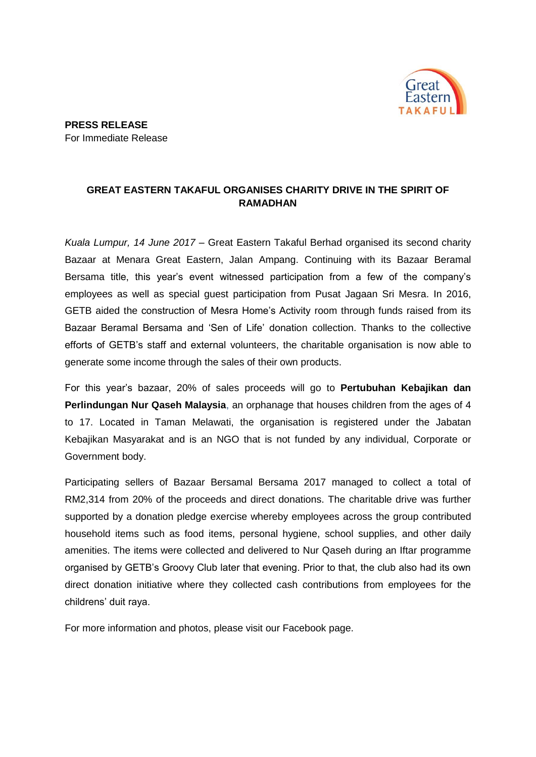**PRESS RELEASE**
For Immediate Release

# GREAT EASTERN TAKAFUL ORGANISES CHARITY DRIVE IN THE SPIRIT OF RAMADHAN

*Kuala Lumpur, 14 June 2017* – Great Eastern Takaful Berhad organised its second charity Bazaar at Menara Great Eastern, Jalan Ampang. Continuing with its Bazaar Beramal Bersama title, this year's event witnessed participation from a few of the company's employees as well as special guest participation from Pusat Jagaan Sri Mesra. In 2016, GETB aided the construction of Mesra Home's Activity room through funds raised from its Bazaar Beramal Bersama and 'Sen of Life' donation collection. Thanks to the collective efforts of GETB's staff and external volunteers, the charitable organisation is now able to generate some income through the sales of their own products.

For this year's bazaar, 20% of sales proceeds will go to **Pertubuhan Kebajikan dan Perlindungan Nur Qaseh Malaysia**, an orphanage that houses children from the ages of 4 to 17. Located in Taman Melawati, the organisation is registered under the Jabatan Kebajikan Masyarakat and is an NGO that is not funded by any individual, Corporate or Government body.

Participating sellers of Bazaar Bersamal Bersama 2017 managed to collect a total of RM2,314 from 20% of the proceeds and direct donations. The charitable drive was further supported by a donation pledge exercise whereby employees across the group contributed household items such as food items, personal hygiene, school supplies, and other daily amenities. The items were collected and delivered to Nur Qaseh during an Iftar programme organised by GETB's Groovy Club later that evening. Prior to that, the club also had its own direct donation initiative where they collected cash contributions from employees for the childrens' duit raya.

For more information and photos, please visit our Facebook page.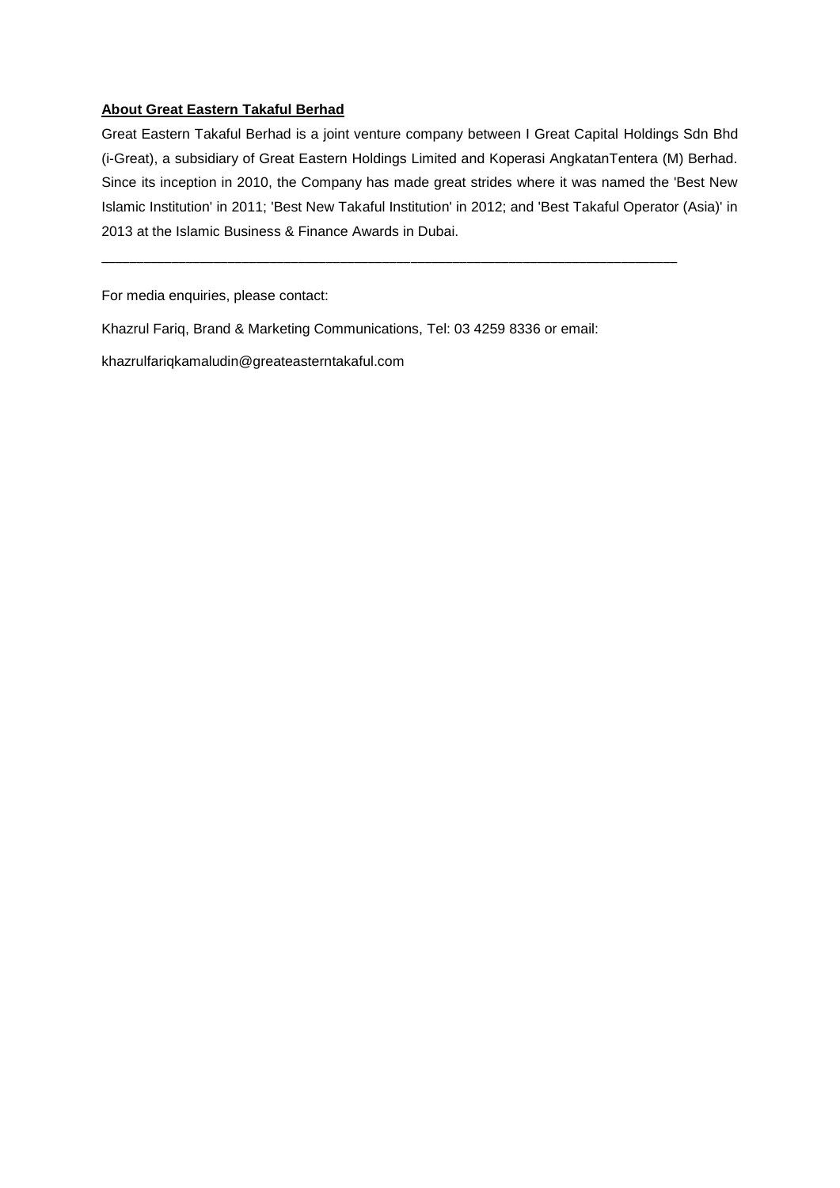**About Great Eastern Takaful Berhad**

Great Eastern Takaful Berhad is a joint venture company between I Great Capital Holdings Sdn Bhd (i-Great), a subsidiary of Great Eastern Holdings Limited and Koperasi AngkatanTentera (M) Berhad. Since its inception in 2010, the Company has made great strides where it was named the 'Best New Islamic Institution' in 2011; 'Best New Takaful Institution' in 2012; and 'Best Takaful Operator (Asia)' in 2013 at the Islamic Business & Finance Awards in Dubai.

---

For media enquiries, please contact:

Khazrul Fariq, Brand & Marketing Communications, Tel: 03 4259 8336 or email:

khazrulfariqkamaludin@greateasterntakaful.com